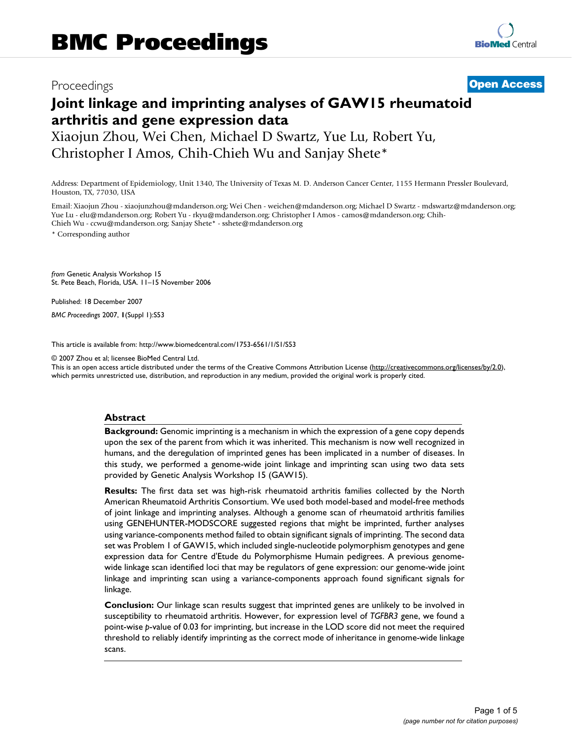Proceedings

**Open Access**

# Joint linkage and imprinting analyses of GAW15 rheumatoid arthritis and gene expression data

Xiaojun Zhou, Wei Chen, Michael D Swartz, Yue Lu, Robert Yu, Christopher I Amos, Chih-Chieh Wu and Sanjay Shete*

Address: Department of Epidemiology, Unit 1340, The University of Texas M. D. Anderson Cancer Center, 1155 Hermann Pressler Boulevard, Houston, TX, 77030, USA

Email: Xiaojun Zhou - xiaojunzhou@mdanderson.org; Wei Chen - weichen@mdanderson.org; Michael D Swartz - mdswartz@mdanderson.org; Yue Lu - elu@mdanderson.org; Robert Yu - rkyu@mdanderson.org; Christopher I Amos - camos@mdanderson.org; Chih-Chieh Wu - ccwu@mdanderson.org; Sanjay Shete* - sshete@mdanderson.org

* Corresponding author

*from* Genetic Analysis Workshop 15
St. Pete Beach, Florida, USA. 11–15 November 2006

Published: 18 December 2007

*BMC Proceedings* 2007, **1**(Suppl 1):S53

This article is available from: http://www.biomedcentral.com/1753-6561/1/S1/S53

© 2007 Zhou et al; licensee BioMed Central Ltd.
This is an open access article distributed under the terms of the Creative Commons Attribution License (http://creativecommons.org/licenses/by/2.0), which permits unrestricted use, distribution, and reproduction in any medium, provided the original work is properly cited.

## Abstract

**Background:** Genomic imprinting is a mechanism in which the expression of a gene copy depends upon the sex of the parent from which it was inherited. This mechanism is now well recognized in humans, and the deregulation of imprinted genes has been implicated in a number of diseases. In this study, we performed a genome-wide joint linkage and imprinting scan using two data sets provided by Genetic Analysis Workshop 15 (GAW15).

**Results:** The first data set was high-risk rheumatoid arthritis families collected by the North American Rheumatoid Arthritis Consortium. We used both model-based and model-free methods of joint linkage and imprinting analyses. Although a genome scan of rheumatoid arthritis families using GENEHUNTER-MODSCORE suggested regions that might be imprinted, further analyses using variance-components method failed to obtain significant signals of imprinting. The second data set was Problem 1 of GAW15, which included single-nucleotide polymorphism genotypes and gene expression data for Centre d'Etude du Polymorphisme Humain pedigrees. A previous genome-wide linkage scan identified loci that may be regulators of gene expression: our genome-wide joint linkage and imprinting scan using a variance-components approach found significant signals for linkage.

**Conclusion:** Our linkage scan results suggest that imprinted genes are unlikely to be involved in susceptibility to rheumatoid arthritis. However, for expression level of *TGFBR3* gene, we found a point-wise *p*-value of 0.03 for imprinting, but increase in the LOD score did not meet the required threshold to reliably identify imprinting as the correct mode of inheritance in genome-wide linkage scans.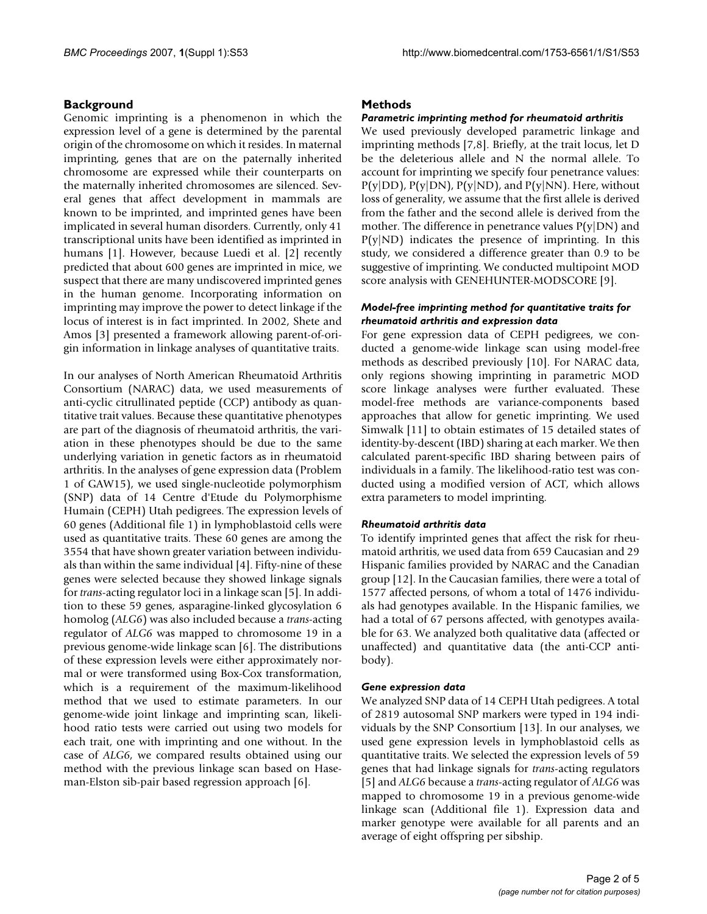## Background

Genomic imprinting is a phenomenon in which the expression level of a gene is determined by the parental origin of the chromosome on which it resides. In maternal imprinting, genes that are on the paternally inherited chromosome are expressed while their counterparts on the maternally inherited chromosomes are silenced. Several genes that affect development in mammals are known to be imprinted, and imprinted genes have been implicated in several human disorders. Currently, only 41 transcriptional units have been identified as imprinted in humans [1]. However, because Luedi et al. [2] recently predicted that about 600 genes are imprinted in mice, we suspect that there are many undiscovered imprinted genes in the human genome. Incorporating information on imprinting may improve the power to detect linkage if the locus of interest is in fact imprinted. In 2002, Shete and Amos [3] presented a framework allowing parent-of-origin information in linkage analyses of quantitative traits.

In our analyses of North American Rheumatoid Arthritis Consortium (NARAC) data, we used measurements of anti-cyclic citrullinated peptide (CCP) antibody as quantitative trait values. Because these quantitative phenotypes are part of the diagnosis of rheumatoid arthritis, the variation in these phenotypes should be due to the same underlying variation in genetic factors as in rheumatoid arthritis. In the analyses of gene expression data (Problem 1 of GAW15), we used single-nucleotide polymorphism (SNP) data of 14 Centre d'Etude du Polymorphisme Humain (CEPH) Utah pedigrees. The expression levels of 60 genes (Additional file 1) in lymphoblastoid cells were used as quantitative traits. These 60 genes are among the 3554 that have shown greater variation between individuals than within the same individual [4]. Fifty-nine of these genes were selected because they showed linkage signals for *trans*-acting regulator loci in a linkage scan [5]. In addition to these 59 genes, asparagine-linked glycosylation 6 homolog (*ALG6*) was also included because a *trans*-acting regulator of *ALG6* was mapped to chromosome 19 in a previous genome-wide linkage scan [6]. The distributions of these expression levels were either approximately normal or were transformed using Box-Cox transformation, which is a requirement of the maximum-likelihood method that we used to estimate parameters. In our genome-wide joint linkage and imprinting scan, likelihood ratio tests were carried out using two models for each trait, one with imprinting and one without. In the case of *ALG6*, we compared results obtained using our method with the previous linkage scan based on Haseman-Elston sib-pair based regression approach [6].

## Methods

### *Parametric imprinting method for rheumatoid arthritis*

We used previously developed parametric linkage and imprinting methods [7,8]. Briefly, at the trait locus, let D be the deleterious allele and N the normal allele. To account for imprinting we specify four penetrance values: P(y|DD), P(y|DN), P(y|ND), and P(y|NN). Here, without loss of generality, we assume that the first allele is derived from the father and the second allele is derived from the mother. The difference in penetrance values P(y|DN) and P(y|ND) indicates the presence of imprinting. In this study, we considered a difference greater than 0.9 to be suggestive of imprinting. We conducted multipoint MOD score analysis with GENEHUNTER-MODSCORE [9].

### *Model-free imprinting method for quantitative traits for rheumatoid arthritis and expression data*

For gene expression data of CEPH pedigrees, we conducted a genome-wide linkage scan using model-free methods as described previously [10]. For NARAC data, only regions showing imprinting in parametric MOD score linkage analyses were further evaluated. These model-free methods are variance-components based approaches that allow for genetic imprinting. We used Simwalk [11] to obtain estimates of 15 detailed states of identity-by-descent (IBD) sharing at each marker. We then calculated parent-specific IBD sharing between pairs of individuals in a family. The likelihood-ratio test was conducted using a modified version of ACT, which allows extra parameters to model imprinting.

### *Rheumatoid arthritis data*

To identify imprinted genes that affect the risk for rheumatoid arthritis, we used data from 659 Caucasian and 29 Hispanic families provided by NARAC and the Canadian group [12]. In the Caucasian families, there were a total of 1577 affected persons, of whom a total of 1476 individuals had genotypes available. In the Hispanic families, we had a total of 67 persons affected, with genotypes available for 63. We analyzed both qualitative data (affected or unaffected) and quantitative data (the anti-CCP antibody).

### *Gene expression data*

We analyzed SNP data of 14 CEPH Utah pedigrees. A total of 2819 autosomal SNP markers were typed in 194 individuals by the SNP Consortium [13]. In our analyses, we used gene expression levels in lymphoblastoid cells as quantitative traits. We selected the expression levels of 59 genes that had linkage signals for *trans*-acting regulators [5] and *ALG6* because a *trans*-acting regulator of *ALG6* was mapped to chromosome 19 in a previous genome-wide linkage scan (Additional file 1). Expression data and marker genotype were available for all parents and an average of eight offspring per sibship.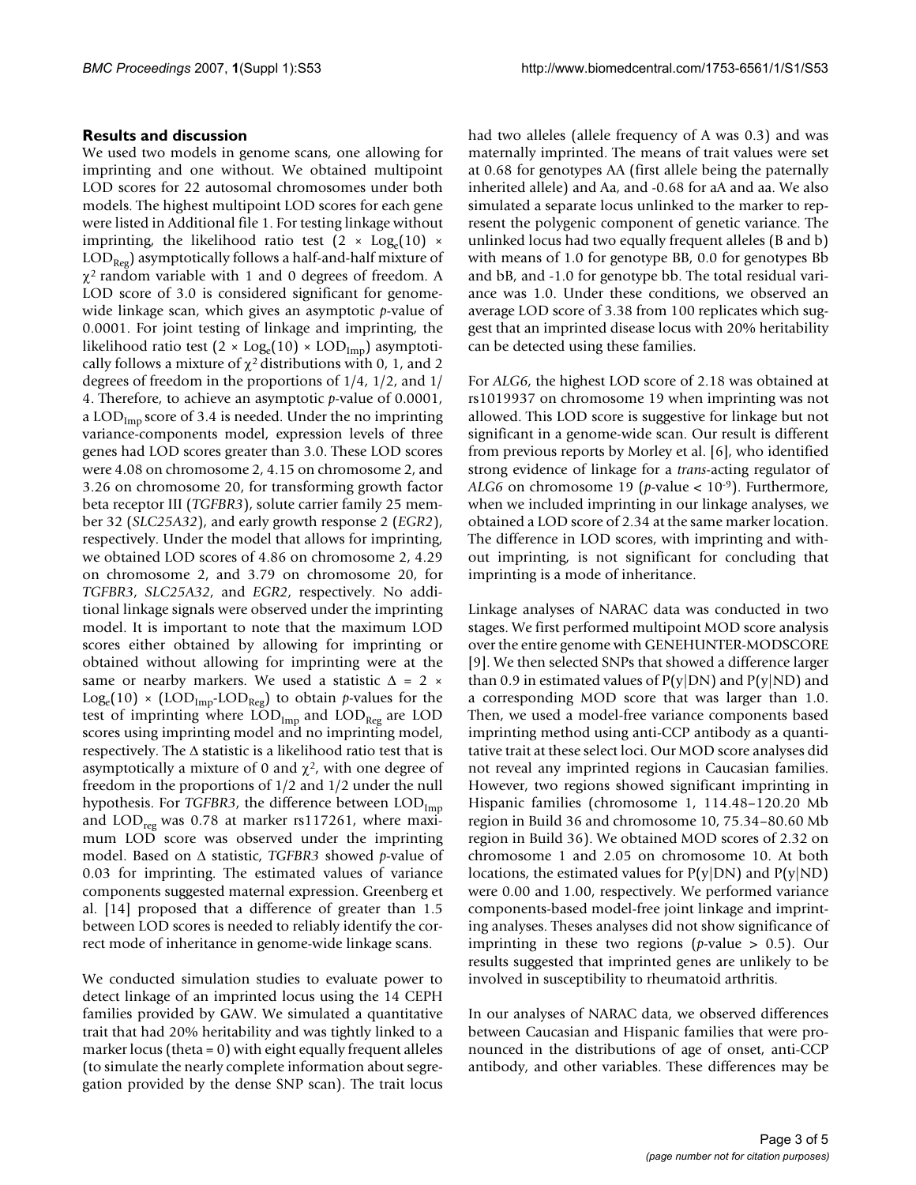## Results and discussion

We used two models in genome scans, one allowing for imprinting and one without. We obtained multipoint LOD scores for 22 autosomal chromosomes under both models. The highest multipoint LOD scores for each gene were listed in Additional file 1. For testing linkage without imprinting, the likelihood ratio test ($2 \times \text{Log}_e(10) \times \text{LOD}_{\text{Reg}}$) asymptotically follows a half-and-half mixture of $\chi^2$ random variable with 1 and 0 degrees of freedom. A LOD score of 3.0 is considered significant for genome-wide linkage scan, which gives an asymptotic *p*-value of 0.0001. For joint testing of linkage and imprinting, the likelihood ratio test ($2 \times \text{Log}_e(10) \times \text{LOD}_{\text{Imp}}$) asymptotically follows a mixture of $\chi^2$ distributions with 0, 1, and 2 degrees of freedom in the proportions of 1/4, 1/2, and 1/4. Therefore, to achieve an asymptotic *p*-value of 0.0001, a $\text{LOD}_{\text{Imp}}$ score of 3.4 is needed. Under the no imprinting variance-components model, expression levels of three genes had LOD scores greater than 3.0. These LOD scores were 4.08 on chromosome 2, 4.15 on chromosome 2, and 3.26 on chromosome 20, for transforming growth factor beta receptor III (*TGFBR3*), solute carrier family 25 member 32 (*SLC25A32*), and early growth response 2 (*EGR2*), respectively. Under the model that allows for imprinting, we obtained LOD scores of 4.86 on chromosome 2, 4.29 on chromosome 2, and 3.79 on chromosome 20, for *TGFBR3*, *SLC25A32*, and *EGR2*, respectively. No additional linkage signals were observed under the imprinting model. It is important to note that the maximum LOD scores either obtained by allowing for imprinting or obtained without allowing for imprinting were at the same or nearby markers. We used a statistic $\Delta = 2 \times \text{Log}_e(10) \times (\text{LOD}_{\text{Imp}}\text{-}\text{LOD}_{\text{Reg}})$ to obtain *p*-values for the test of imprinting where $\text{LOD}_{\text{Imp}}$ and $\text{LOD}_{\text{Reg}}$ are LOD scores using imprinting model and no imprinting model, respectively. The $\Delta$ statistic is a likelihood ratio test that is asymptotically a mixture of 0 and $\chi^2$, with one degree of freedom in the proportions of 1/2 and 1/2 under the null hypothesis. For *TGFBR3*, the difference between $\text{LOD}_{\text{Imp}}$ and $\text{LOD}_{\text{reg}}$ was 0.78 at marker rs117261, where maximum LOD score was observed under the imprinting model. Based on $\Delta$ statistic, *TGFBR3* showed *p*-value of 0.03 for imprinting. The estimated values of variance components suggested maternal expression. Greenberg et al. [14] proposed that a difference of greater than 1.5 between LOD scores is needed to reliably identify the correct mode of inheritance in genome-wide linkage scans.

We conducted simulation studies to evaluate power to detect linkage of an imprinted locus using the 14 CEPH families provided by GAW. We simulated a quantitative trait that had 20% heritability and was tightly linked to a marker locus (theta = 0) with eight equally frequent alleles (to simulate the nearly complete information about segregation provided by the dense SNP scan). The trait locus had two alleles (allele frequency of A was 0.3) and was maternally imprinted. The means of trait values were set at 0.68 for genotypes AA (first allele being the paternally inherited allele) and Aa, and -0.68 for aA and aa. We also simulated a separate locus unlinked to the marker to represent the polygenic component of genetic variance. The unlinked locus had two equally frequent alleles (B and b) with means of 1.0 for genotype BB, 0.0 for genotypes Bb and bB, and -1.0 for genotype bb. The total residual variance was 1.0. Under these conditions, we observed an average LOD score of 3.38 from 100 replicates which suggest that an imprinted disease locus with 20% heritability can be detected using these families.

For *ALG6*, the highest LOD score of 2.18 was obtained at rs1019937 on chromosome 19 when imprinting was not allowed. This LOD score is suggestive for linkage but not significant in a genome-wide scan. Our result is different from previous reports by Morley et al. [6], who identified strong evidence of linkage for a *trans*-acting regulator of *ALG6* on chromosome 19 (*p*-value < $10^{-9}$). Furthermore, when we included imprinting in our linkage analyses, we obtained a LOD score of 2.34 at the same marker location. The difference in LOD scores, with imprinting and without imprinting, is not significant for concluding that imprinting is a mode of inheritance.

Linkage analyses of NARAC data was conducted in two stages. We first performed multipoint MOD score analysis over the entire genome with GENEHUNTER-MODSCORE [9]. We then selected SNPs that showed a difference larger than 0.9 in estimated values of P(y|DN) and P(y|ND) and a corresponding MOD score that was larger than 1.0. Then, we used a model-free variance components based imprinting method using anti-CCP antibody as a quantitative trait at these select loci. Our MOD score analyses did not reveal any imprinted regions in Caucasian families. However, two regions showed significant imprinting in Hispanic families (chromosome 1, 114.48–120.20 Mb region in Build 36 and chromosome 10, 75.34–80.60 Mb region in Build 36). We obtained MOD scores of 2.32 on chromosome 1 and 2.05 on chromosome 10. At both locations, the estimated values for P(y|DN) and P(y|ND) were 0.00 and 1.00, respectively. We performed variance components-based model-free joint linkage and imprinting analyses. Theses analyses did not show significance of imprinting in these two regions (*p*-value > 0.5). Our results suggested that imprinted genes are unlikely to be involved in susceptibility to rheumatoid arthritis.

In our analyses of NARAC data, we observed differences between Caucasian and Hispanic families that were pronounced in the distributions of age of onset, anti-CCP antibody, and other variables. These differences may be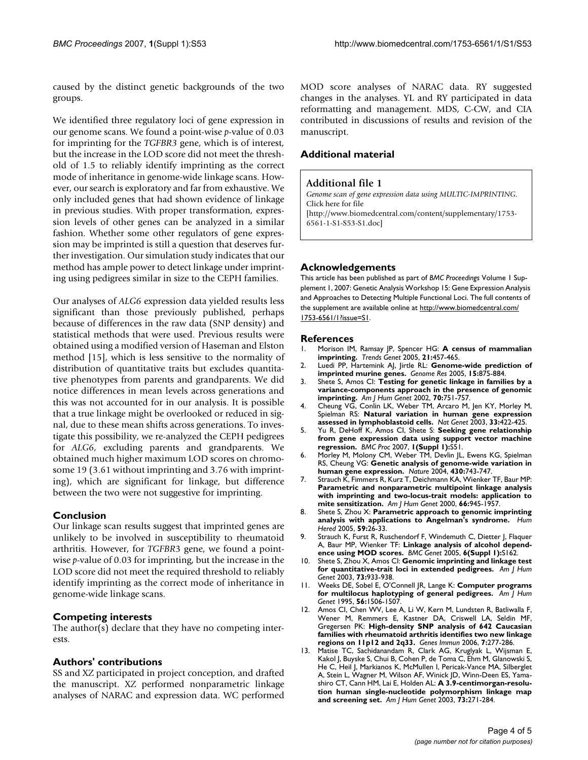caused by the distinct genetic backgrounds of the two groups.

We identified three regulatory loci of gene expression in our genome scans. We found a point-wise *p*-value of 0.03 for imprinting for the *TGFBR3* gene, which is of interest, but the increase in the LOD score did not meet the threshold of 1.5 to reliably identify imprinting as the correct mode of inheritance in genome-wide linkage scans. However, our search is exploratory and far from exhaustive. We only included genes that had shown evidence of linkage in previous studies. With proper transformation, expression levels of other genes can be analyzed in a similar fashion. Whether some other regulators of gene expression may be imprinted is still a question that deserves further investigation. Our simulation study indicates that our method has ample power to detect linkage under imprinting using pedigrees similar in size to the CEPH families.

Our analyses of *ALG6* expression data yielded results less significant than those previously published, perhaps because of differences in the raw data (SNP density) and statistical methods that were used. Previous results were obtained using a modified version of Haseman and Elston method [15], which is less sensitive to the normality of distribution of quantitative traits but excludes quantitative phenotypes from parents and grandparents. We did notice differences in mean levels across generations and this was not accounted for in our analysis. It is possible that a true linkage might be overlooked or reduced in signal, due to these mean shifts across generations. To investigate this possibility, we re-analyzed the CEPH pedigrees for *ALG6*, excluding parents and grandparents. We obtained much higher maximum LOD scores on chromosome 19 (3.61 without imprinting and 3.76 with imprinting), which are significant for linkage, but difference between the two were not suggestive for imprinting.

## Conclusion

Our linkage scan results suggest that imprinted genes are unlikely to be involved in susceptibility to rheumatoid arthritis. However, for *TGFBR3* gene, we found a point-wise *p*-value of 0.03 for imprinting, but the increase in the LOD score did not meet the required threshold to reliably identify imprinting as the correct mode of inheritance in genome-wide linkage scans.

## Competing interests

The author(s) declare that they have no competing interests.

## Authors' contributions

SS and XZ participated in project conception, and drafted the manuscript. XZ performed nonparametric linkage analyses of NARAC and expression data. WC performed MOD score analyses of NARAC data. RY suggested changes in the analyses. YL and RY participated in data reformatting and management. MDS, C-CW, and CIA contributed in discussions of results and revision of the manuscript.

## Additional material

**Additional file 1**

*Genome scan of gene expression data using MULTIC-IMPRINTING.*
Click here for file
[http://www.biomedcentral.com/content/supplementary/1753-6561-1-S1-S53-S1.doc]

## Acknowledgements

This article has been published as part of *BMC Proceedings* Volume 1 Supplement 1, 2007: Genetic Analysis Workshop 15: Gene Expression Analysis and Approaches to Detecting Multiple Functional Loci. The full contents of the supplement are available online at http://www.biomedcentral.com/1753-6561/1?issue=S1.

## References

1. Morison IM, Ramsay JP, Spencer HG: **A census of mammalian imprinting.** *Trends Genet* 2005, **21:**457-465.
2. Luedi PP, Hartemink AJ, Jirtle RL: **Genome-wide prediction of imprinted murine genes.** *Genome Res* 2005, **15:**875-884.
3. Shete S, Amos CI: **Testing for genetic linkage in families by a variance-components approach in the presence of genomic imprinting.** *Am J Hum Genet* 2002, **70:**751-757.
4. Cheung VG, Conlin LK, Weber TM, Arcaro M, Jen KY, Morley M, Spielman RS: **Natural variation in human gene expression assessed in lymphoblastoid cells.** *Nat Genet* 2003, **33:**422-425.
5. Yu R, DeHoff K, Amos CI, Shete S: **Seeking gene relationship from gene expression data using support vector machine regression.** *BMC Proc* 2007, **1(Suppl 1):**S51.
6. Morley M, Molony CM, Weber TM, Devlin JL, Ewens KG, Spielman RS, Cheung VG: **Genetic analysis of genome-wide variation in human gene expression.** *Nature* 2004, **430:**743-747.
7. Strauch K, Fimmers R, Kurz T, Deichmann KA, Wienker TF, Baur MP: **Parametric and nonparametric multipoint linkage analysis with imprinting and two-locus-trait models: application to mite sensitization.** *Am J Hum Genet* 2000, **66:**945-1957.
8. Shete S, Zhou X: **Parametric approach to genomic imprinting analysis with applications to Angelman's syndrome.** *Hum Hered* 2005, **59:**26-33.
9. Strauch K, Furst R, Ruschendorf F, Windemuth C, Dietter J, Flaquer A, Baur MP, Wienker TF: **Linkage analysis of alcohol dependence using MOD scores.** *BMC Genet* 2005, **6(Suppl 1):**S162.
10. Shete S, Zhou X, Amos CI: **Genomic imprinting and linkage test for quantitative-trait loci in extended pedigrees.** *Am J Hum Genet* 2003, **73:**933-938.
11. Weeks DE, Sobel E, O'Connell JR, Lange K: **Computer programs for multilocus haplotyping of general pedigrees.** *Am J Hum Genet* 1995, **56:**1506-1507.
12. Amos CI, Chen WV, Lee A, Li W, Kern M, Lundsten R, Batliwalla F, Wener M, Remmers E, Kastner DA, Criswell LA, Seldin MF, Gregersen PK: **High-density SNP analysis of 642 Caucasian families with rheumatoid arthritis identifies two new linkage regions on 11p12 and 2q33.** *Genes Immun* 2006, **7:**277-286.
13. Matise TC, Sachidanandam R, Clark AG, Kruglyak L, Wijsman E, Kakol J, Buyske S, Chui B, Cohen P, de Toma C, Ehm M, Glanowski S, He C, Heil J, Markianos K, McMullen I, Pericak-Vance MA, Silbergleit A, Stein L, Wagner M, Wilson AF, Winick JD, Winn-Deen ES, Yamashiro CT, Cann HM, Lai E, Holden AL: **A 3.9-centimorgan-resolution human single-nucleotide polymorphism linkage map and screening set.** *Am J Hum Genet* 2003, **73:**271-284.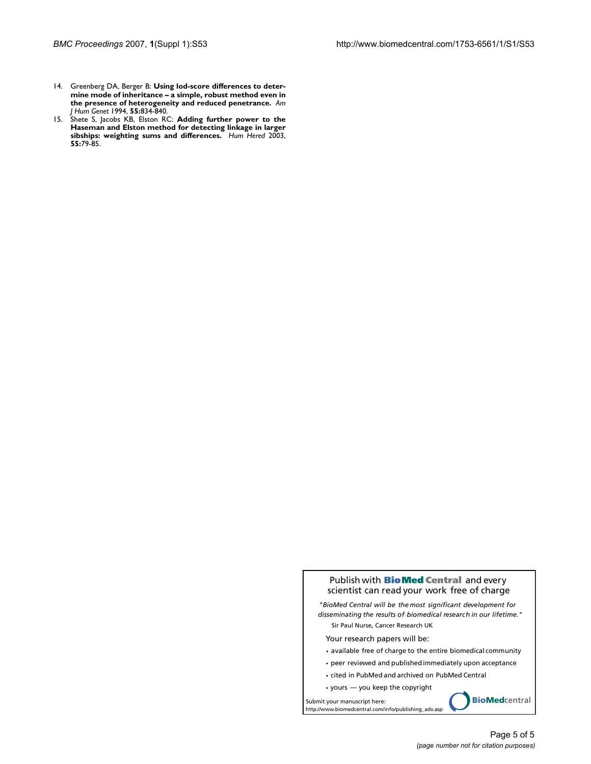14. Greenberg DA, Berger B: **Using lod-score differences to determine mode of inheritance – a simple, robust method even in the presence of heterogeneity and reduced penetrance.** *Am J Hum Genet* 1994, **55:**834-840.
15. Shete S, Jacobs KB, Elston RC: **Adding further power to the Haseman and Elston method for detecting linkage in larger sibships: weighting sums and differences.** *Hum Hered* 2003, **55:**79-85.

Publish with **BioMed Central** and every scientist can read your work free of charge

"*BioMed Central will be the most significant development for disseminating the results of biomedical research in our lifetime.*"
Sir Paul Nurse, Cancer Research UK

Your research papers will be:

- available free of charge to the entire biomedical community
- peer reviewed and published immediately upon acceptance
- cited in PubMed and archived on PubMed Central
- yours — you keep the copyright

Submit your manuscript here:
http://www.biomedcentral.com/info/publishing_adv.asp

**BioMed**central